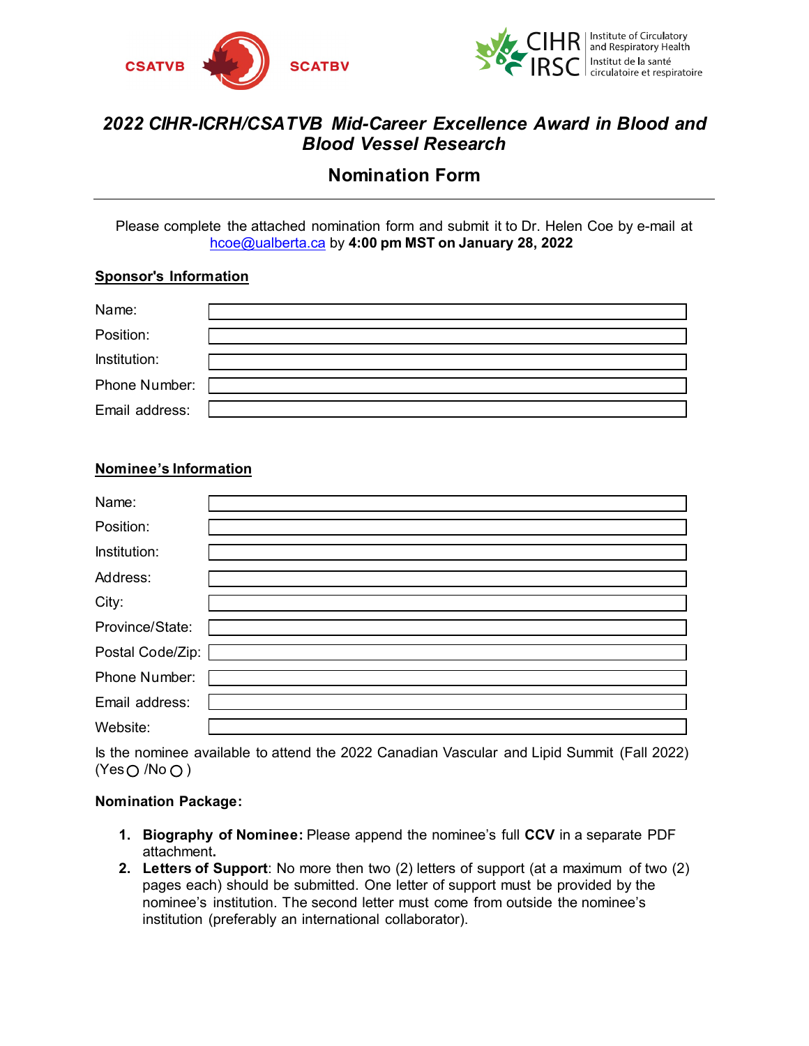CSATVB SCATBV

CIHR IRSC | Institute of Circulatory and Respiratory Health | Institut de la santé circulatoire et respiratoire

# *2022 CIHR-ICRH/CSATVB Mid-Career Excellence Award in Blood and Blood Vessel Research*

## Nomination Form

---

Please complete the attached nomination form and submit it to Dr. Helen Coe by e-mail at hcoe@ualberta.ca by **4:00 pm MST on January 28, 2022**

**Sponsor's Information**

| | |
|---|---|
| Name: | |
| Position: | |
| Institution: | |
| Phone Number: | |
| Email address: | |

**Nominee's Information**

| | |
|---|---|
| Name: | |
| Position: | |
| Institution: | |
| Address: | |
| City: | |
| Province/State: | |
| Postal Code/Zip: | |
| Phone Number: | |
| Email address: | |
| Website: | |

Is the nominee available to attend the 2022 Canadian Vascular and Lipid Summit (Fall 2022) (Yes ○ /No ○ )

**Nomination Package:**

1. **Biography of Nominee:** Please append the nominee's full **CCV** in a separate PDF attachment**.**
2. **Letters of Support**: No more then two (2) letters of support (at a maximum of two (2) pages each) should be submitted. One letter of support must be provided by the nominee's institution. The second letter must come from outside the nominee's institution (preferably an international collaborator).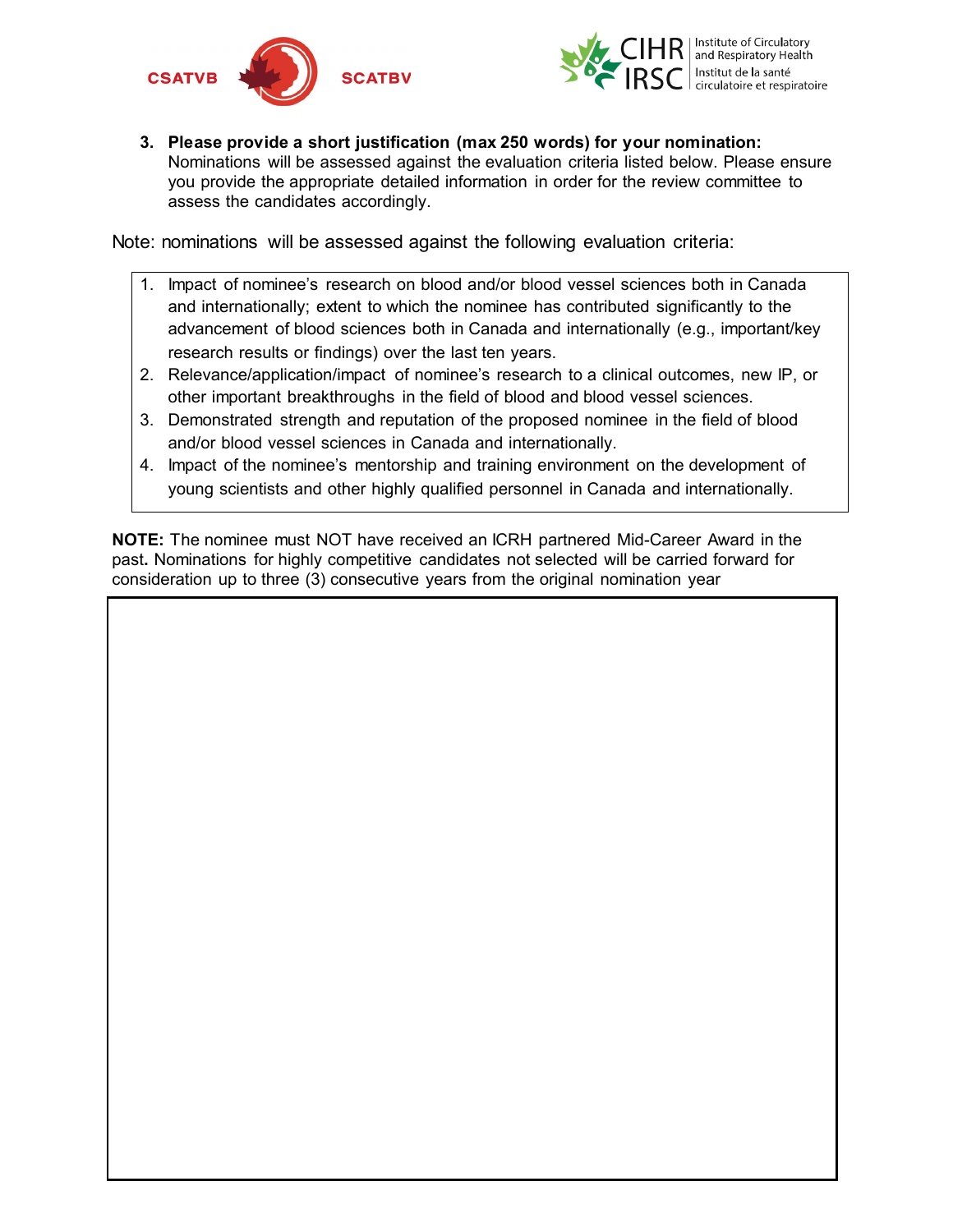3. **Please provide a short justification (max 250 words) for your nomination:** Nominations will be assessed against the evaluation criteria listed below. Please ensure you provide the appropriate detailed information in order for the review committee to assess the candidates accordingly.

Note: nominations will be assessed against the following evaluation criteria:

1. Impact of nominee's research on blood and/or blood vessel sciences both in Canada and internationally; extent to which the nominee has contributed significantly to the advancement of blood sciences both in Canada and internationally (e.g., important/key research results or findings) over the last ten years.
2. Relevance/application/impact of nominee's research to a clinical outcomes, new IP, or other important breakthroughs in the field of blood and blood vessel sciences.
3. Demonstrated strength and reputation of the proposed nominee in the field of blood and/or blood vessel sciences in Canada and internationally.
4. Impact of the nominee's mentorship and training environment on the development of young scientists and other highly qualified personnel in Canada and internationally.

**NOTE:** The nominee must NOT have received an ICRH partnered Mid-Career Award in the past**.** Nominations for highly competitive candidates not selected will be carried forward for consideration up to three (3) consecutive years from the original nomination year